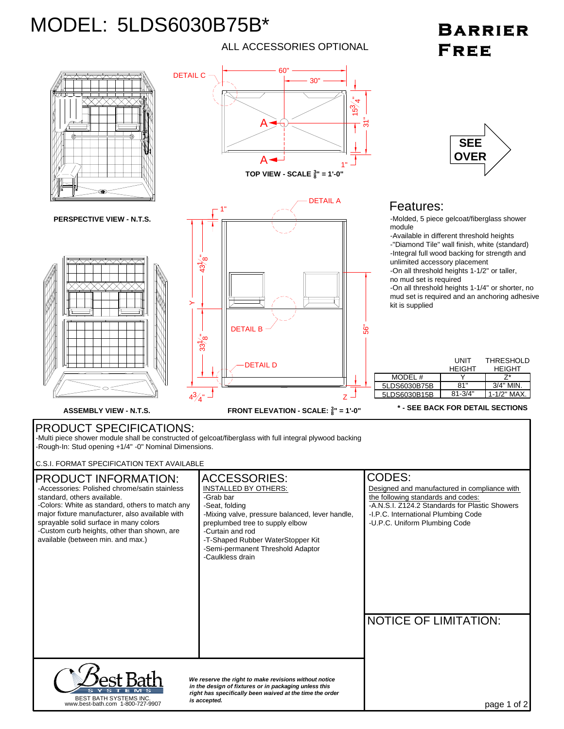# MODEL: 5LDS6030B75B*

ALL ACCESSORIES OPTIONAL

**BARRIER FREE**

DETAIL C

60"

30"

15 3/4"

31"

A

A

1"

**TOP VIEW - SCALE 3/8" = 1'-0"**

SEE OVER

**PERSPECTIVE VIEW - N.T.S.**

DETAIL A

1"

43 1/8"

Y

33 1/8"

DETAIL B

DETAIL D

56"

4 3/4"

Z

**ASSEMBLY VIEW - N.T.S.**

**FRONT ELEVATION - SCALE: 3/8" = 1'-0"**

## Features:

- -Molded, 5 piece gelcoat/fiberglass shower module
- -Available in different threshold heights
- -"Diamond Tile" wall finish, white (standard)
- -Integral full wood backing for strength and unlimited accessory placement
- -On all threshold heights 1-1/2" or taller, no mud set is required
- -On all threshold heights 1-1/4" or shorter, no mud set is required and an anchoring adhesive kit is supplied

| MODEL # | UNIT HEIGHT Y | THRESHOLD HEIGHT Z* |
|---|---|---|
| 5LDS6030B75B | 81" | 3/4" MIN. |
| 5LDS6030B15B | 81-3/4" | 1-1/2" MAX. |

**\* - SEE BACK FOR DETAIL SECTIONS**

## PRODUCT SPECIFICATIONS:

-Multi piece shower module shall be constructed of gelcoat/fiberglass with full integral plywood backing
-Rough-In: Stud opening +1/4" -0" Nominal Dimensions.

C.S.I. FORMAT SPECIFICATION TEXT AVAILABLE

## PRODUCT INFORMATION:

- -Accessories: Polished chrome/satin stainless standard, others available.
- -Colors: White as standard, others to match any major fixture manufacturer, also available with sprayable solid surface in many colors
- -Custom curb heights, other than shown, are available (between min. and max.)

## ACCESSORIES:

INSTALLED BY OTHERS:

- -Grab bar
- -Seat, folding
- -Mixing valve, pressure balanced, lever handle, preplumbed tree to supply elbow
- -Curtain and rod
- -T-Shaped Rubber WaterStopper Kit
- -Semi-permanent Threshold Adaptor
- -Caulkless drain

## CODES:

Designed and manufactured in compliance with the following standards and codes:

- -A.N.S.I. Z124.2 Standards for Plastic Showers
- -I.P.C. International Plumbing Code
- -U.P.C. Uniform Plumbing Code

## NOTICE OF LIMITATION:

Best Bath SYSTEMS

BEST BATH SYSTEMS INC.
www.best-bath.com 1-800-727-9907

***We reserve the right to make revisions without notice in the design of fixtures or in packaging unless this right has specifically been waived at the time the order is accepted.***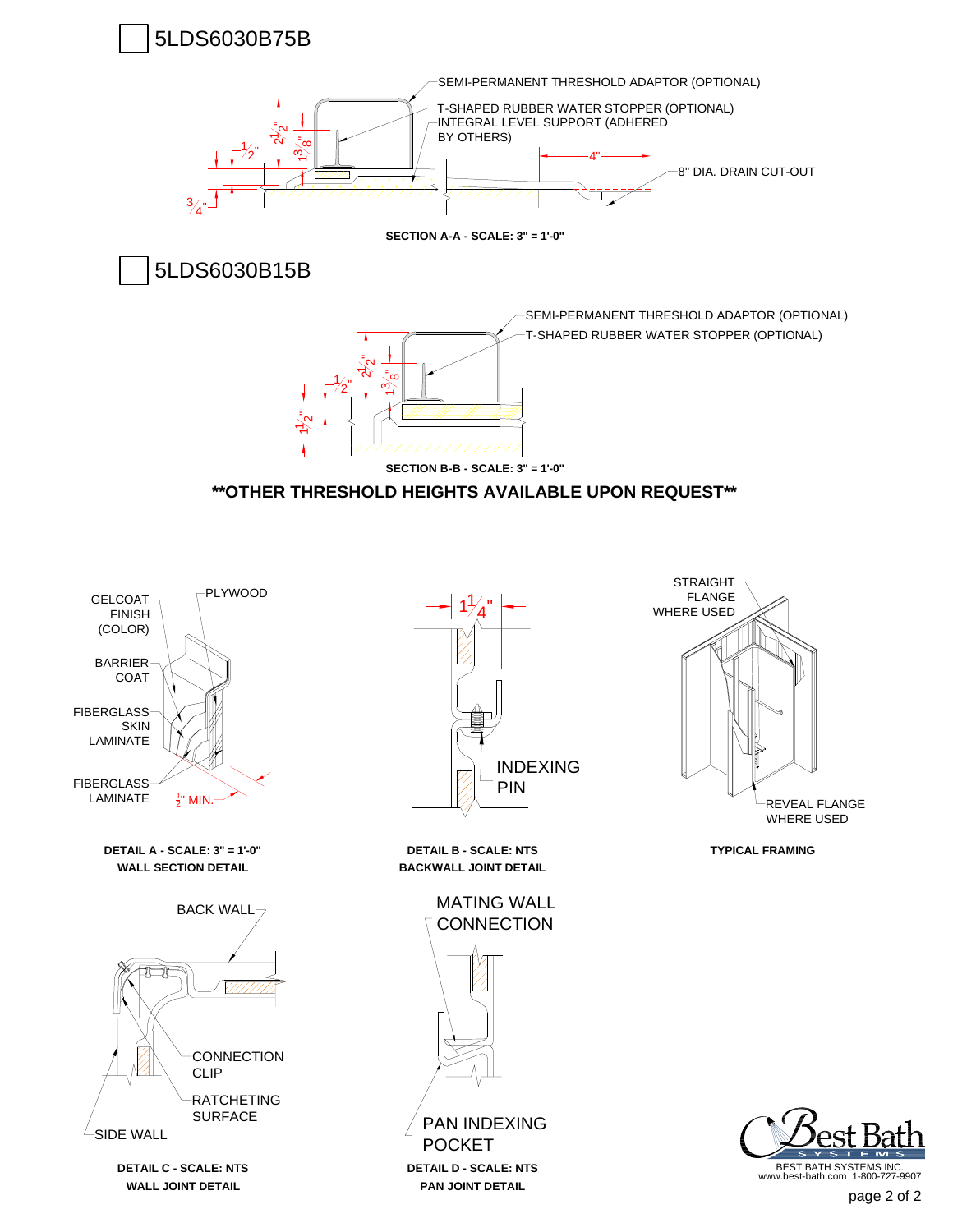☐ 5LDS6030B75B

SEMI-PERMANENT THRESHOLD ADAPTOR (OPTIONAL)

T-SHAPED RUBBER WATER STOPPER (OPTIONAL)

INTEGRAL LEVEL SUPPORT (ADHERED BY OTHERS)

4"

8" DIA. DRAIN CUT-OUT

2 1/2"

1 3/8"

1/2"

3/4"

**SECTION A-A - SCALE: 3" = 1'-0"**

☐ 5LDS6030B15B

SEMI-PERMANENT THRESHOLD ADAPTOR (OPTIONAL)

T-SHAPED RUBBER WATER STOPPER (OPTIONAL)

2 1/2"

1 3/8"

1/2"

1 1/2"

**SECTION B-B - SCALE: 3" = 1'-0"**

**\*\*OTHER THRESHOLD HEIGHTS AVAILABLE UPON REQUEST\*\***

GELCOAT FINISH (COLOR)

PLYWOOD

BARRIER COAT

FIBERGLASS SKIN LAMINATE

FIBERGLASS LAMINATE

1/2" MIN.

**DETAIL A - SCALE: 3" = 1'-0"**
**WALL SECTION DETAIL**

1 1/4"

INDEXING PIN

**DETAIL B - SCALE: NTS**
**BACKWALL JOINT DETAIL**

STRAIGHT FLANGE WHERE USED

REVEAL FLANGE WHERE USED

**TYPICAL FRAMING**

BACK WALL

CONNECTION CLIP

RATCHETING SURFACE

SIDE WALL

**DETAIL C - SCALE: NTS**
**WALL JOINT DETAIL**

MATING WALL CONNECTION

PAN INDEXING POCKET

**DETAIL D - SCALE: NTS**
**PAN JOINT DETAIL**

Best Bath SYSTEMS

BEST BATH SYSTEMS INC.
www.best-bath.com 1-800-727-9907